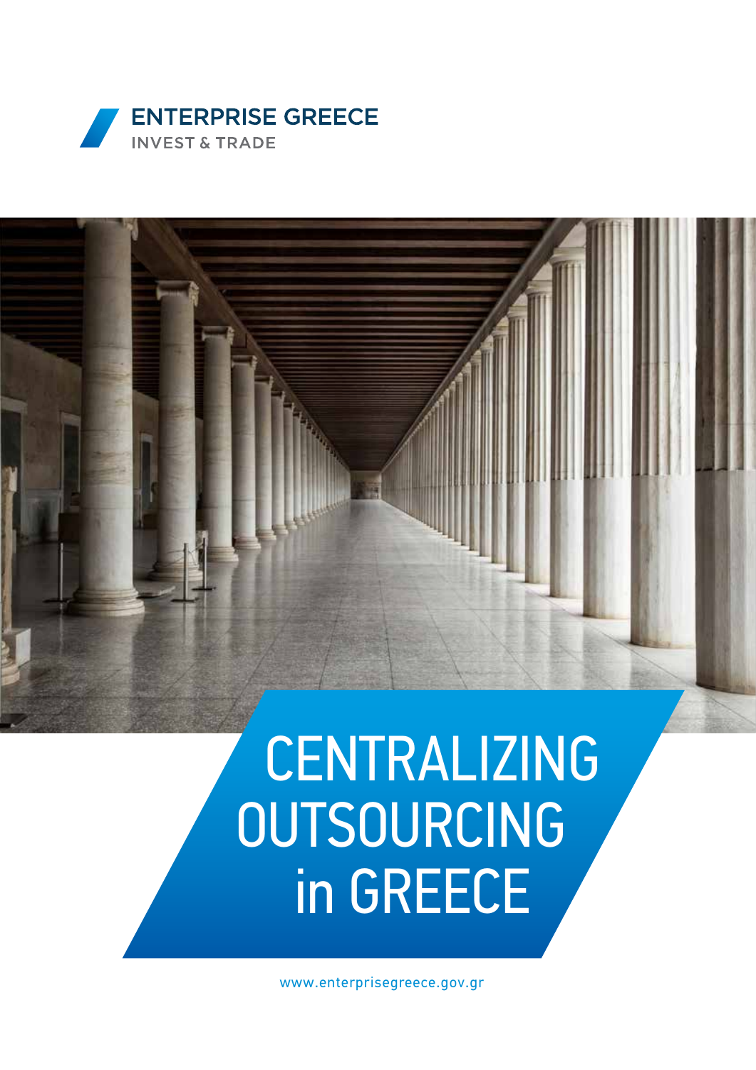ENTERPRISE GREECE
INVEST & TRADE

# CENTRALIZING OUTSOURCING in GREECE

www.enterprisegreece.gov.gr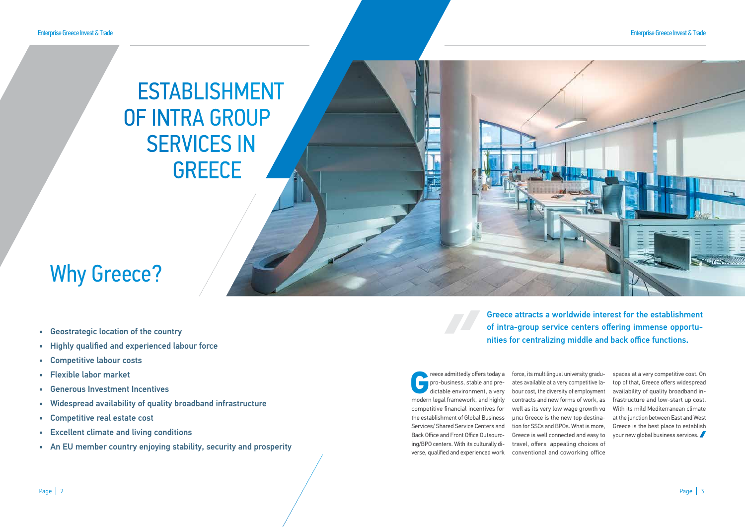# ESTABLISHMENT OF INTRA GROUP SERVICES IN GREECE

## Why Greece?

- Geostrategic location of the country
- Highly qualified and experienced labour force
- Competitive labour costs
- Flexible labor market
- Generous Investment Incentives
- Widespread availability of quality broadband infrastructure
- Competitive real estate cost
- Excellent climate and living conditions
- An EU member country enjoying stability, security and prosperity

**Greece attracts a worldwide interest for the establishment of intra-group service centers offering immense opportunities for centralizing middle and back office functions.**

Greece admittedly offers today a pro-business, stable and predictable environment, a very modern legal framework, and highly competitive financial incentives for the establishment of Global Business Services/ Shared Service Centers and Back Office and Front Office Outsourcing/BPO centers. With its culturally diverse, qualified and experienced work force, its multilingual university graduates available at a very competitive labour cost, the diversity of employment contracts and new forms of work, as well as its very low wage growth να μπει Greece is the new top destination for SSCs and BPOs. What is more, Greece is well connected and easy to travel, offers appealing choices of conventional and coworking office spaces at a very competitive cost. On top of that, Greece offers widespread availability of quality broadband infrastructure and low-start up cost. With its mild Mediterranean climate at the junction between East and West Greece is the best place to establish your new global business services.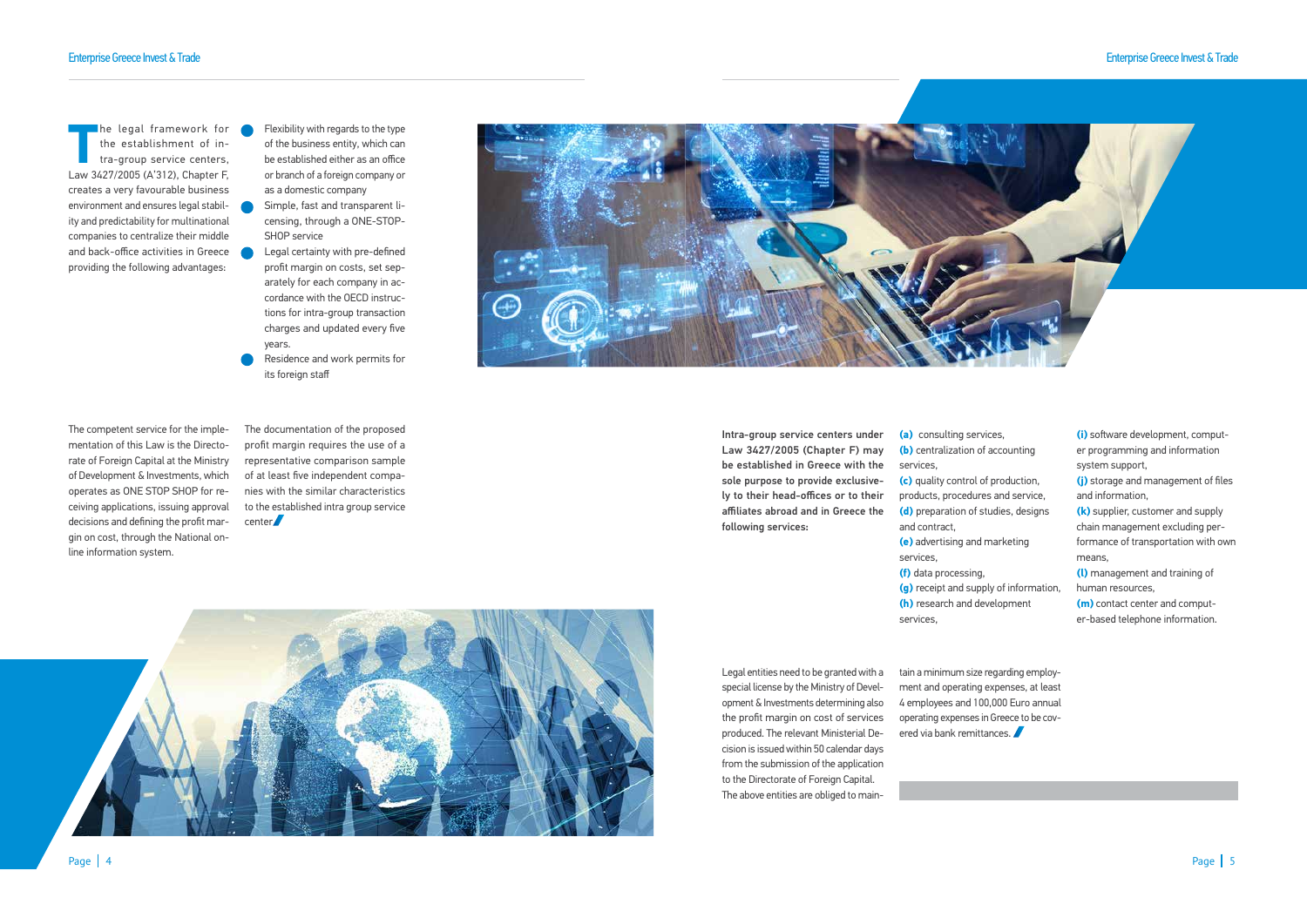The legal framework for the establishment of intra-group service centers, Law 3427/2005 (A'312), Chapter F, creates a very favourable business environment and ensures legal stability and predictability for multinational companies to centralize their middle and back-office activities in Greece providing the following advantages:

- Flexibility with regards to the type of the business entity, which can be established either as an office or branch of a foreign company or as a domestic company
- Simple, fast and transparent licensing, through a ONE-STOP-SHOP service
- Legal certainty with pre-defined profit margin on costs, set separately for each company in accordance with the OECD instructions for intra-group transaction charges and updated every five years.
- Residence and work permits for its foreign staff

The competent service for the implementation of this Law is the Directorate of Foreign Capital at the Ministry of Development & Investments, which operates as ONE STOP SHOP for receiving applications, issuing approval decisions and defining the profit margin on cost, through the National online information system.

The documentation of the proposed profit margin requires the use of a representative comparison sample of at least five independent companies with the similar characteristics to the established intra group service center.

**Intra-group service centers under Law 3427/2005 (Chapter F) may be established in Greece with the sole purpose to provide exclusively to their head-offices or to their affiliates abroad and in Greece the following services:**

**(a)** consulting services,
**(b)** centralization of accounting services,
**(c)** quality control of production, products, procedures and service,
**(d)** preparation of studies, designs and contract,
**(e)** advertising and marketing services,
**(f)** data processing,
**(g)** receipt and supply of information,
**(h)** research and development services,
**(i)** software development, computer programming and information system support,
**(j)** storage and management of files and information,
**(k)** supplier, customer and supply chain management excluding performance of transportation with own means,
**(l)** management and training of human resources,
**(m)** contact center and computer-based telephone information.

Legal entities need to be granted with a special license by the Ministry of Development & Investments determining also the profit margin on cost of services produced. The relevant Ministerial Decision is issued within 50 calendar days from the submission of the application to the Directorate of Foreign Capital. The above entities are obliged to maintain a minimum size regarding employment and operating expenses, at least 4 employees and 100,000 Euro annual operating expenses in Greece to be covered via bank remittances.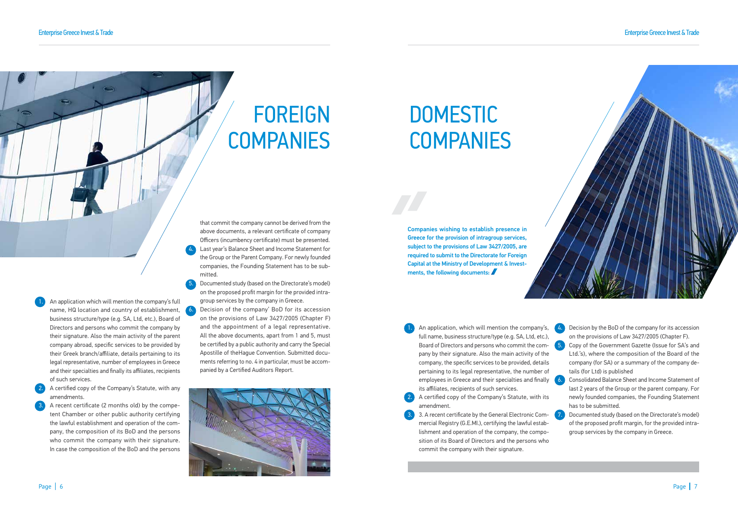# FOREIGN COMPANIES

1. An application which will mention the company's full name, HQ location and country of establishment, business structure/type (e.g. SA, Ltd, etc.), Board of Directors and persons who commit the company by their signature. Also the main activity of the parent company abroad, specific services to be provided by their Greek branch/affiliate, details pertaining to its legal representative, number of employees in Greece and their specialties and finally its affiliates, recipients of such services.
2. A certified copy of the Company's Statute, with any amendments.
3. A recent certificate (2 months old) by the competent Chamber or other public authority certifying the lawful establishment and operation of the company, the composition of its BoD and the persons who commit the company with their signature. In case the composition of the BoD and the persons that commit the company cannot be derived from the above documents, a relevant certificate of company Officers (incumbency certificate) must be presented.
4. Last year's Balance Sheet and Income Statement for the Group or the Parent Company. For newly founded companies, the Founding Statement has to be submitted.
5. Documented study (based on the Directorate's model) on the proposed profit margin for the provided intragroup services by the company in Greece.
6. Decision of the company' BoD for its accession on the provisions of Law 3427/2005 (Chapter F) and the appointment of a legal representative. All the above documents, apart from 1 and 5, must be certified by a public authority and carry the Special Apostille of theHague Convention. Submitted documents referring to no. 4 in particular, must be accompanied by a Certified Auditors Report.

# DOMESTIC COMPANIES

**Companies wishing to establish presence in Greece for the provision of intragroup services, subject to the provisions of Law 3427/2005, are required to submit to the Directorate for Foreign Capital at the Ministry of Development & Investments, the following documents:**

1. An application, which will mention the company's, full name, business structure/type (e.g. SA, Ltd, etc.), Board of Directors and persons who commit the company by their signature. Also the main activity of the company, the specific services to be provided, details pertaining to its legal representative, the number of employees in Greece and their specialties and finally its affiliates, recipients of such services.
2. A certified copy of the Company's Statute, with its amendment.
3. 3. A recent certificate by the General Electronic Commercial Registry (G.E.MI.), certifying the lawful establishment and operation of the company, the composition of its Board of Directors and the persons who commit the company with their signature.
4. Decision by the BoD of the company for its accession on the provisions of Law 3427/2005 (Chapter F).
5. Copy of the Government Gazette (Issue for SA's and Ltd.'s), where the composition of the Board of the company (for SA) or a summary of the company details (for Ltd) is published
6. Consolidated Balance Sheet and Income Statement of last 2 years of the Group or the parent company. For newly founded companies, the Founding Statement has to be submitted.
7. Documented study (based on the Directorate's model) of the proposed profit margin, for the provided intragroup services by the company in Greece.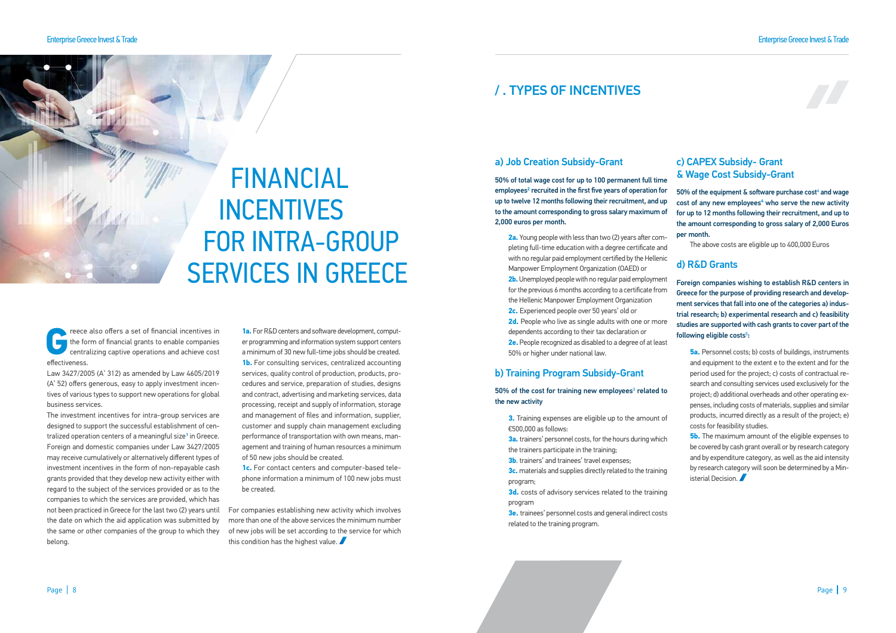# FINANCIAL INCENTIVES FOR INTRA-GROUP SERVICES IN GREECE

Greece also offers a set of financial incentives in the form of financial grants to enable companies centralizing captive operations and achieve cost effectiveness.

Law 3427/2005 (A' 312) as amended by Law 4605/2019 (A' 52) offers generous, easy to apply investment incentives of various types to support new operations for global business services.

The investment incentives for intra-group services are designed to support the successful establishment of centralized operation centers of a meaningful size[1] in Greece. Foreign and domestic companies under Law 3427/2005 may receive cumulatively or alternatively different types of investment incentives in the form of non-repayable cash grants provided that they develop new activity either with regard to the subject of the services provided or as to the companies to which the services are provided, which has not been practiced in Greece for the last two (2) years until the date on which the aid application was submitted by the same or other companies of the group to which they belong.

**1a.** For R&D centers and software development, computer programming and information system support centers a minimum of 30 new full-time jobs should be created.

**1b.** For consulting services, centralized accounting services, quality control of production, products, procedures and service, preparation of studies, designs and contract, advertising and marketing services, data processing, receipt and supply of information, storage and management of files and information, supplier, customer and supply chain management excluding performance of transportation with own means, management and training of human resources a minimum of 50 new jobs should be created.

**1c.** For contact centers and computer-based telephone information a minimum of 100 new jobs must be created.

For companies establishing new activity which involves more than one of the above services the minimum number of new jobs will be set according to the service for which this condition has the highest value.

## / . TYPES OF INCENTIVES

### a) Job Creation Subsidy-Grant

**50% of total wage cost for up to 100 permanent full time employees[2] recruited in the first five years of operation for up to twelve 12 months following their recruitment, and up to the amount corresponding to gross salary maximum of 2,000 euros per month.**

**2a.** Young people with less than two (2) years after completing full-time education with a degree certificate and with no regular paid employment certified by the Hellenic Manpower Employment Organization (OAED) or

**2b.** Unemployed people with no regular paid employment for the previous 6 months according to a certificate from the Hellenic Manpower Employment Organization

**2c.** Experienced people over 50 years' old or

**2d.** People who live as single adults with one or more dependents according to their tax declaration or

**2e.** People recognized as disabled to a degree of at least 50% or higher under national law.

### b) Training Program Subsidy-Grant

**50% of the cost for training new employees[3] related to the new activity**

**3.** Training expenses are eligible up to the amount of €500,000 as follows:

**3a.** trainers' personnel costs, for the hours during which the trainers participate in the training;

**3b**. trainers' and trainees' travel expenses;

**3c.** materials and supplies directly related to the training program;

**3d.** costs of advisory services related to the training program

**3e.** trainees' personnel costs and general indirect costs related to the training program.

### c) CAPEX Subsidy- Grant & Wage Cost Subsidy-Grant

**50% of the equipment & software purchase cost[4] and wage cost of any new employees[6] who serve the new activity for up to 12 months following their recruitment, and up to the amount corresponding to gross salary of 2,000 Euros per month.**

The above costs are eligible up to 400,000 Euros

### d) R&D Grants

**Foreign companies wishing to establish R&D centers in Greece for the purpose of providing research and development services that fall into one of the categories a) industrial research; b) experimental research and c) feasibility studies are supported with cash grants to cover part of the following eligible costs[5]:**

**5a.** Personnel costs; b) costs of buildings, instruments and equipment to the extent e to the extent and for the period used for the project; c) costs of contractual research and consulting services used exclusively for the project; d) additional overheads and other operating expenses, including costs of materials, supplies and similar products, incurred directly as a result of the project; e) costs for feasibility studies.

**5b.** The maximum amount of the eligible expenses to be covered by cash grant overall or by research category and by expenditure category, as well as the aid intensity by research category will soon be determined by a Ministerial Decision.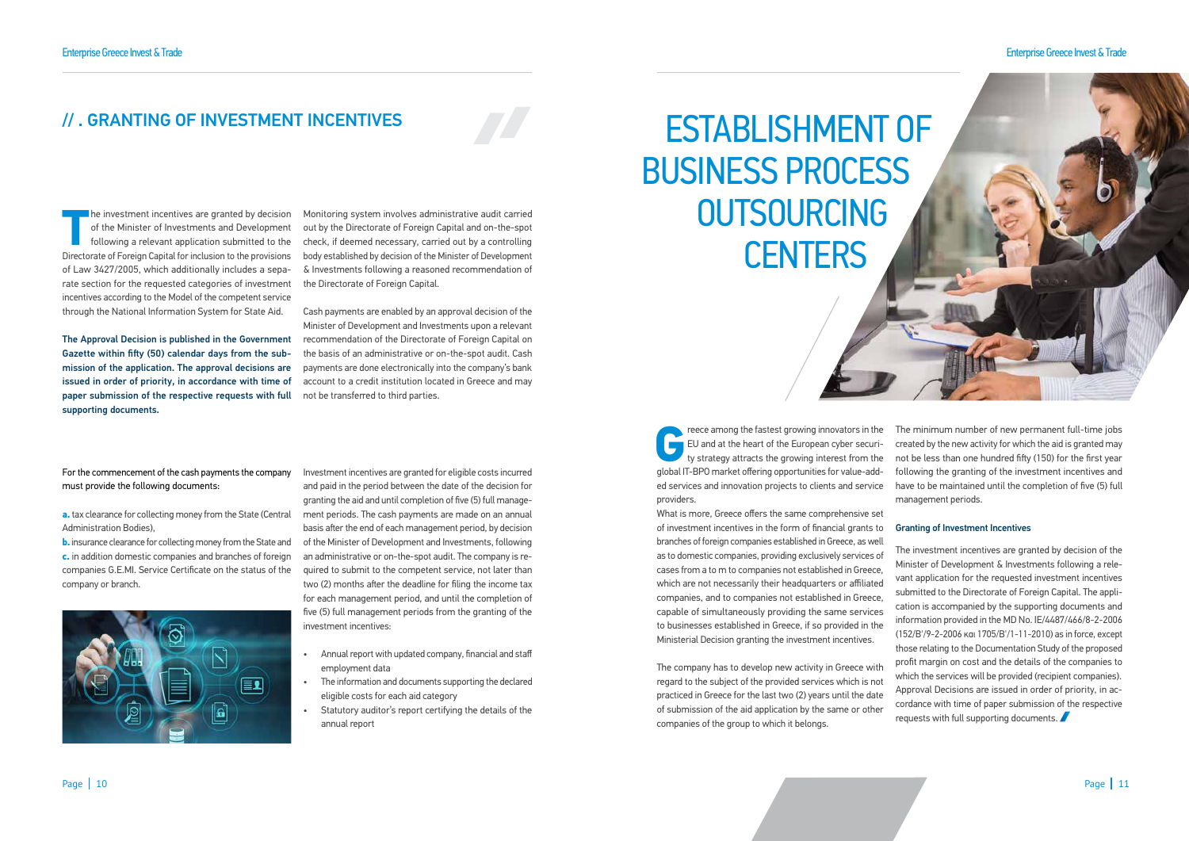## // . GRANTING OF INVESTMENT INCENTIVES

The investment incentives are granted by decision of the Minister of Investments and Development following a relevant application submitted to the Directorate of Foreign Capital for inclusion to the provisions of Law 3427/2005, which additionally includes a separate section for the requested categories of investment incentives according to the Model of the competent service through the National Information System for State Aid.

**The Approval Decision is published in the Government Gazette within fifty (50) calendar days from the submission of the application. The approval decisions are issued in order of priority, in accordance with time of paper submission of the respective requests with full supporting documents.**

Monitoring system involves administrative audit carried out by the Directorate of Foreign Capital and on-the-spot check, if deemed necessary, carried out by a controlling body established by decision of the Minister of Development & Investments following a reasoned recommendation of the Directorate of Foreign Capital.

Cash payments are enabled by an approval decision of the Minister of Development and Investments upon a relevant recommendation of the Directorate of Foreign Capital on the basis of an administrative or on-the-spot audit. Cash payments are done electronically into the company's bank account to a credit institution located in Greece and may not be transferred to third parties.

For the commencement of the cash payments the company must provide the following documents:

**a.** tax clearance for collecting money from the State (Central Administration Bodies),
**b.** insurance clearance for collecting money from the State and
**c.** in addition domestic companies and branches of foreign companies G.E.MI. Service Certificate on the status of the company or branch.

Investment incentives are granted for eligible costs incurred and paid in the period between the date of the decision for granting the aid and until completion of five (5) full management periods. The cash payments are made on an annual basis after the end of each management period, by decision of the Minister of Development and Investments, following an administrative or on-the-spot audit. The company is required to submit to the competent service, not later than two (2) months after the deadline for filing the income tax for each management period, and until the completion of five (5) full management periods from the granting of the investment incentives:

- Annual report with updated company, financial and staff employment data
- The information and documents supporting the declared eligible costs for each aid category
- Statutory auditor's report certifying the details of the annual report

# ESTABLISHMENT OF BUSINESS PROCESS OUTSOURCING CENTERS

Greece among the fastest growing innovators in the EU and at the heart of the European cyber security strategy attracts the growing interest from the global IT-BPO market offering opportunities for value-added services and innovation projects to clients and service providers.

What is more, Greece offers the same comprehensive set of investment incentives in the form of financial grants to branches of foreign companies established in Greece, as well as to domestic companies, providing exclusively services of cases from a to m to companies not established in Greece, which are not necessarily their headquarters or affiliated companies, and to companies not established in Greece, capable of simultaneously providing the same services to businesses established in Greece, if so provided in the Ministerial Decision granting the investment incentives.

The company has to develop new activity in Greece with regard to the subject of the provided services which is not practiced in Greece for the last two (2) years until the date of submission of the aid application by the same or other companies of the group to which it belongs.

The minimum number of new permanent full-time jobs created by the new activity for which the aid is granted may not be less than one hundred fifty (150) for the first year following the granting of the investment incentives and have to be maintained until the completion of five (5) full management periods.

### Granting of Investment Incentives

The investment incentives are granted by decision of the Minister of Development & Investments following a relevant application for the requested investment incentives submitted to the Directorate of Foreign Capital. The application is accompanied by the supporting documents and information provided in the MD No. IE/4487/466/8-2-2006 (152/B'/9-2-2006 και 1705/B'/1-11-2010) as in force, except those relating to the Documentation Study of the proposed profit margin on cost and the details of the companies to which the services will be provided (recipient companies). Approval Decisions are issued in order of priority, in accordance with time of paper submission of the respective requests with full supporting documents.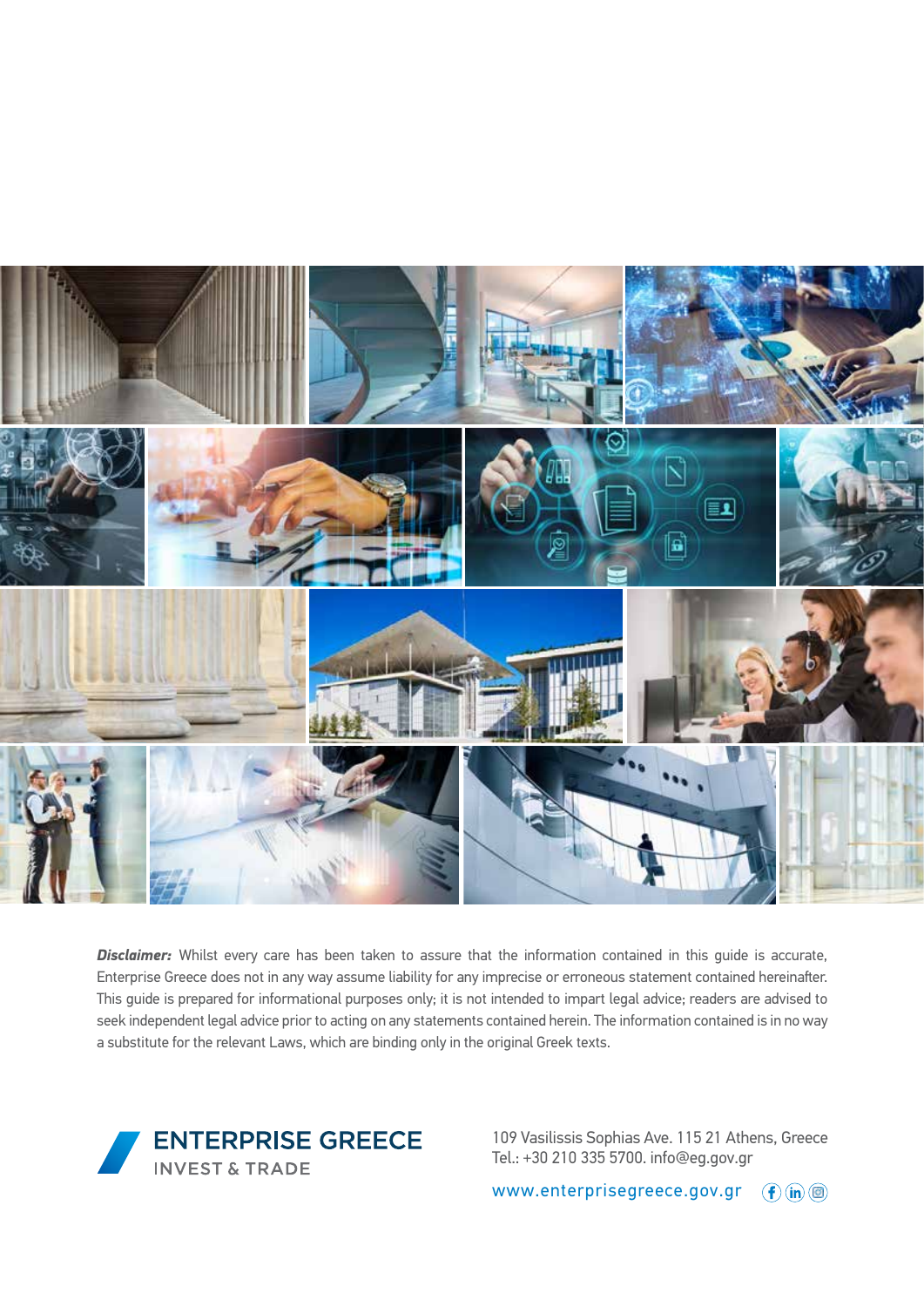***Disclaimer:*** Whilst every care has been taken to assure that the information contained in this guide is accurate, Enterprise Greece does not in any way assume liability for any imprecise or erroneous statement contained hereinafter. This guide is prepared for informational purposes only; it is not intended to impart legal advice; readers are advised to seek independent legal advice prior to acting on any statements contained herein. The information contained is in no way a substitute for the relevant Laws, which are binding only in the original Greek texts.

ENTERPRISE GREECE
INVEST & TRADE

109 Vasilissis Sophias Ave. 115 21 Athens, Greece
Tel.: +30 210 335 5700. info@eg.gov.gr

www.enterprisegreece.gov.gr